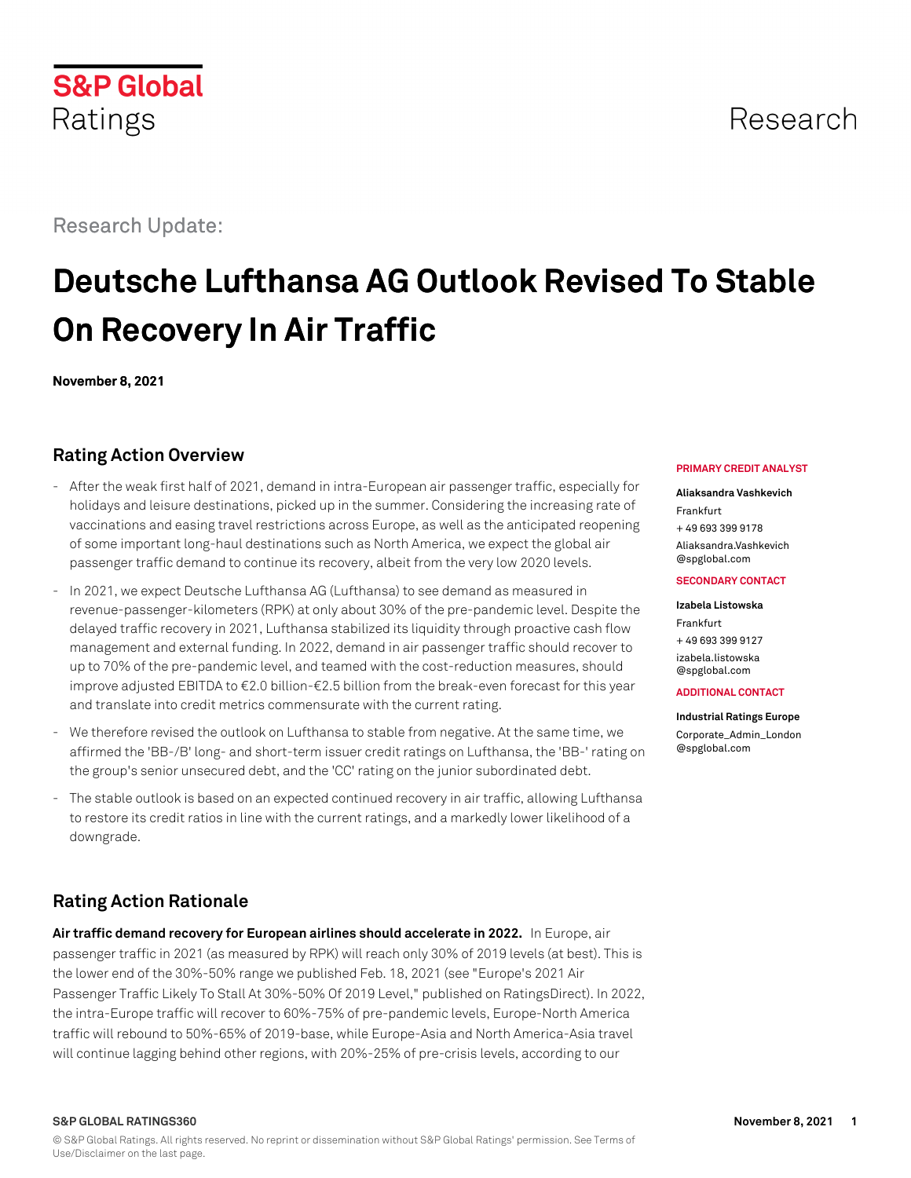S&P Global Ratings

Research

Research Update:

# Deutsche Lufthansa AG Outlook Revised To Stable On Recovery In Air Traffic

**November 8, 2021**

## Rating Action Overview

- After the weak first half of 2021, demand in intra-European air passenger traffic, especially for holidays and leisure destinations, picked up in the summer. Considering the increasing rate of vaccinations and easing travel restrictions across Europe, as well as the anticipated reopening of some important long-haul destinations such as North America, we expect the global air passenger traffic demand to continue its recovery, albeit from the very low 2020 levels.
- In 2021, we expect Deutsche Lufthansa AG (Lufthansa) to see demand as measured in revenue-passenger-kilometers (RPK) at only about 30% of the pre-pandemic level. Despite the delayed traffic recovery in 2021, Lufthansa stabilized its liquidity through proactive cash flow management and external funding. In 2022, demand in air passenger traffic should recover to up to 70% of the pre-pandemic level, and teamed with the cost-reduction measures, should improve adjusted EBITDA to €2.0 billion-€2.5 billion from the break-even forecast for this year and translate into credit metrics commensurate with the current rating.
- We therefore revised the outlook on Lufthansa to stable from negative. At the same time, we affirmed the 'BB-/B' long- and short-term issuer credit ratings on Lufthansa, the 'BB-' rating on the group's senior unsecured debt, and the 'CC' rating on the junior subordinated debt.
- The stable outlook is based on an expected continued recovery in air traffic, allowing Lufthansa to restore its credit ratios in line with the current ratings, and a markedly lower likelihood of a downgrade.

**PRIMARY CREDIT ANALYST**

**Aliaksandra Vashkevich**
Frankfurt
+ 49 693 399 9178
Aliaksandra.Vashkevich@spglobal.com

**SECONDARY CONTACT**

**Izabela Listowska**
Frankfurt
+ 49 693 399 9127
izabela.listowska@spglobal.com

**ADDITIONAL CONTACT**

**Industrial Ratings Europe**
Corporate_Admin_London@spglobal.com

## Rating Action Rationale

**Air traffic demand recovery for European airlines should accelerate in 2022.** In Europe, air passenger traffic in 2021 (as measured by RPK) will reach only 30% of 2019 levels (at best). This is the lower end of the 30%-50% range we published Feb. 18, 2021 (see "Europe's 2021 Air Passenger Traffic Likely To Stall At 30%-50% Of 2019 Level," published on RatingsDirect). In 2022, the intra-Europe traffic will recover to 60%-75% of pre-pandemic levels, Europe-North America traffic will rebound to 50%-65% of 2019-base, while Europe-Asia and North America-Asia travel will continue lagging behind other regions, with 20%-25% of pre-crisis levels, according to our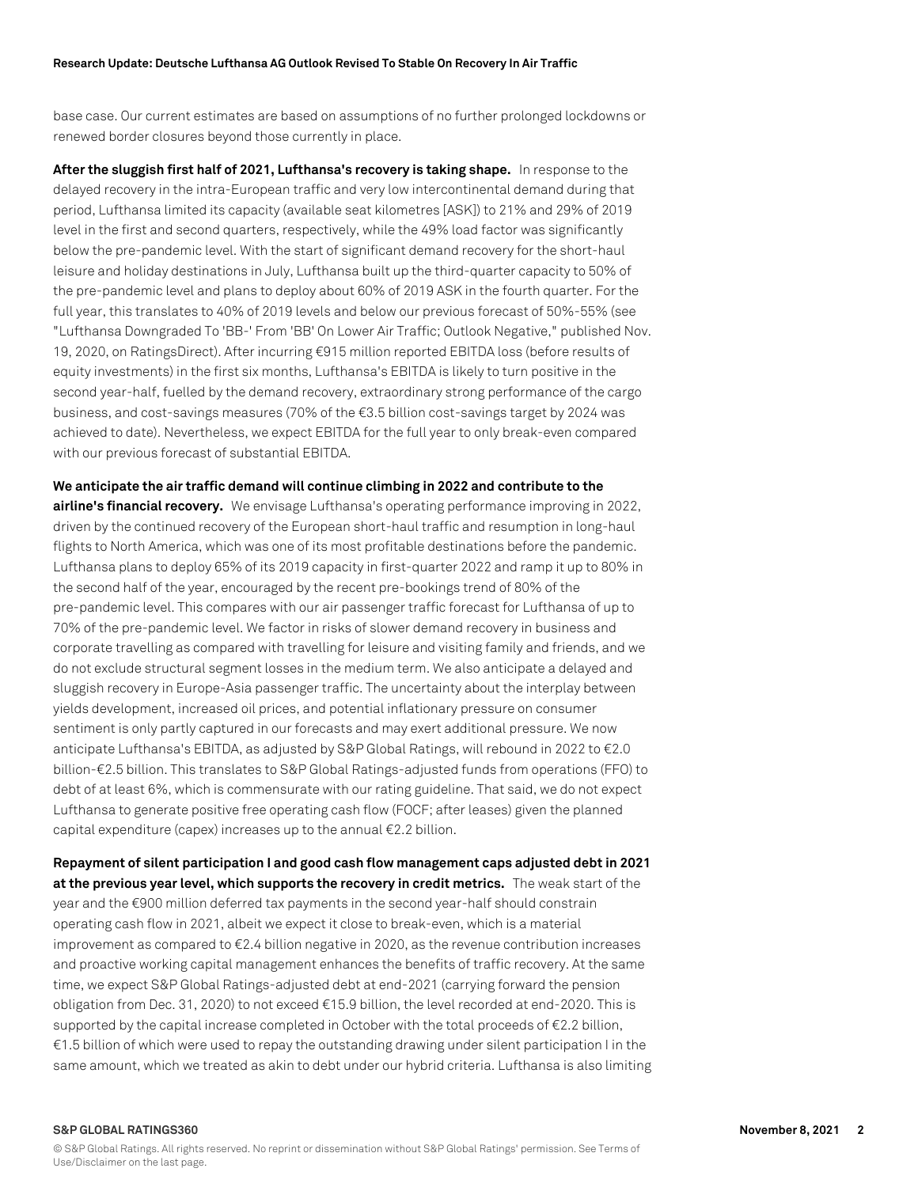base case. Our current estimates are based on assumptions of no further prolonged lockdowns or renewed border closures beyond those currently in place.

**After the sluggish first half of 2021, Lufthansa's recovery is taking shape.** In response to the delayed recovery in the intra-European traffic and very low intercontinental demand during that period, Lufthansa limited its capacity (available seat kilometres [ASK]) to 21% and 29% of 2019 level in the first and second quarters, respectively, while the 49% load factor was significantly below the pre-pandemic level. With the start of significant demand recovery for the short-haul leisure and holiday destinations in July, Lufthansa built up the third-quarter capacity to 50% of the pre-pandemic level and plans to deploy about 60% of 2019 ASK in the fourth quarter. For the full year, this translates to 40% of 2019 levels and below our previous forecast of 50%-55% (see "Lufthansa Downgraded To 'BB-' From 'BB' On Lower Air Traffic; Outlook Negative," published Nov. 19, 2020, on RatingsDirect). After incurring €915 million reported EBITDA loss (before results of equity investments) in the first six months, Lufthansa's EBITDA is likely to turn positive in the second year-half, fuelled by the demand recovery, extraordinary strong performance of the cargo business, and cost-savings measures (70% of the €3.5 billion cost-savings target by 2024 was achieved to date). Nevertheless, we expect EBITDA for the full year to only break-even compared with our previous forecast of substantial EBITDA.

**We anticipate the air traffic demand will continue climbing in 2022 and contribute to the airline's financial recovery.** We envisage Lufthansa's operating performance improving in 2022, driven by the continued recovery of the European short-haul traffic and resumption in long-haul flights to North America, which was one of its most profitable destinations before the pandemic. Lufthansa plans to deploy 65% of its 2019 capacity in first-quarter 2022 and ramp it up to 80% in the second half of the year, encouraged by the recent pre-bookings trend of 80% of the pre-pandemic level. This compares with our air passenger traffic forecast for Lufthansa of up to 70% of the pre-pandemic level. We factor in risks of slower demand recovery in business and corporate travelling as compared with travelling for leisure and visiting family and friends, and we do not exclude structural segment losses in the medium term. We also anticipate a delayed and sluggish recovery in Europe-Asia passenger traffic. The uncertainty about the interplay between yields development, increased oil prices, and potential inflationary pressure on consumer sentiment is only partly captured in our forecasts and may exert additional pressure. We now anticipate Lufthansa's EBITDA, as adjusted by S&P Global Ratings, will rebound in 2022 to €2.0 billion-€2.5 billion. This translates to S&P Global Ratings-adjusted funds from operations (FFO) to debt of at least 6%, which is commensurate with our rating guideline. That said, we do not expect Lufthansa to generate positive free operating cash flow (FOCF; after leases) given the planned capital expenditure (capex) increases up to the annual €2.2 billion.

**Repayment of silent participation I and good cash flow management caps adjusted debt in 2021 at the previous year level, which supports the recovery in credit metrics.** The weak start of the year and the €900 million deferred tax payments in the second year-half should constrain operating cash flow in 2021, albeit we expect it close to break-even, which is a material improvement as compared to €2.4 billion negative in 2020, as the revenue contribution increases and proactive working capital management enhances the benefits of traffic recovery. At the same time, we expect S&P Global Ratings-adjusted debt at end-2021 (carrying forward the pension obligation from Dec. 31, 2020) to not exceed €15.9 billion, the level recorded at end-2020. This is supported by the capital increase completed in October with the total proceeds of €2.2 billion, €1.5 billion of which were used to repay the outstanding drawing under silent participation I in the same amount, which we treated as akin to debt under our hybrid criteria. Lufthansa is also limiting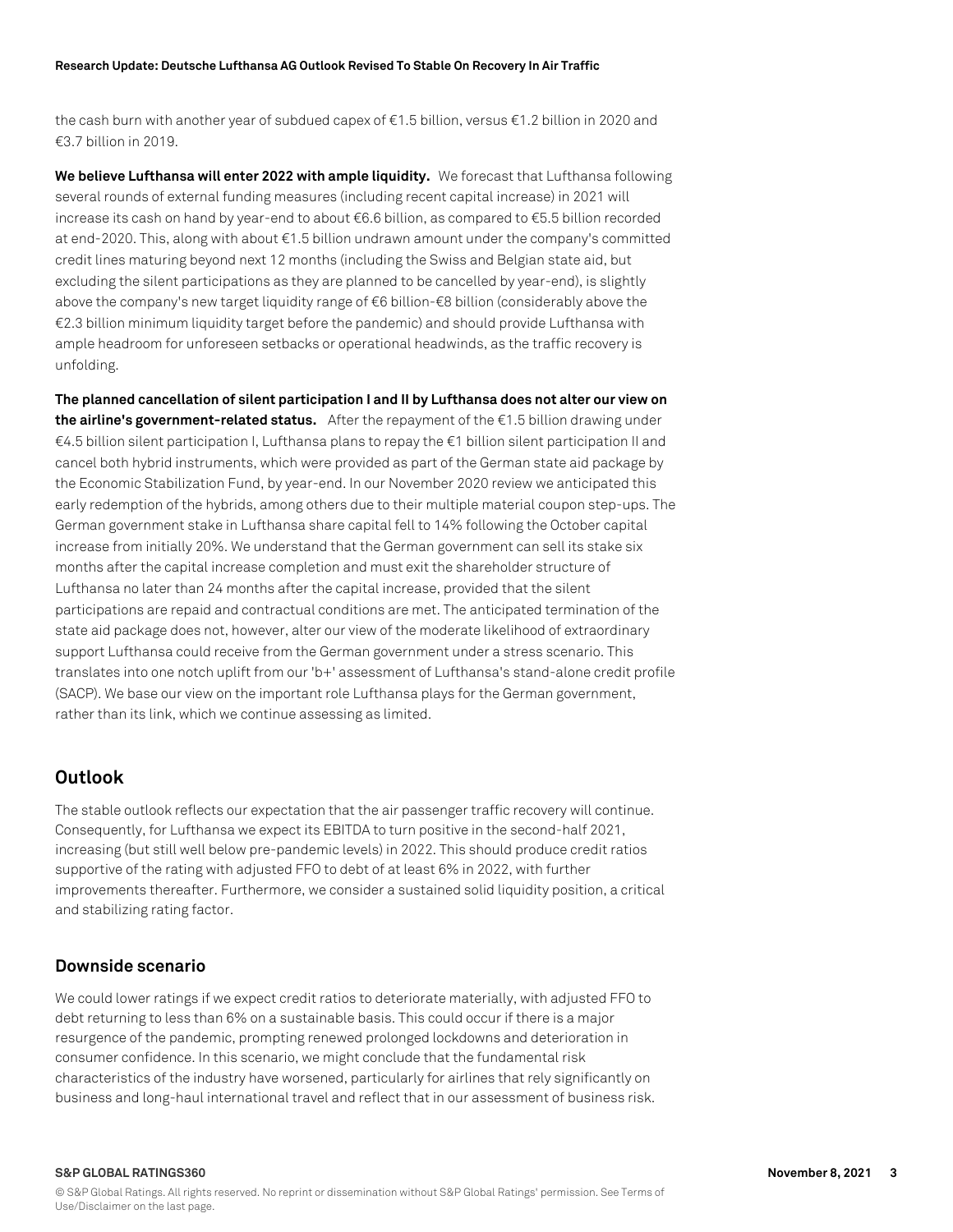the cash burn with another year of subdued capex of €1.5 billion, versus €1.2 billion in 2020 and €3.7 billion in 2019.

**We believe Lufthansa will enter 2022 with ample liquidity.** We forecast that Lufthansa following several rounds of external funding measures (including recent capital increase) in 2021 will increase its cash on hand by year-end to about €6.6 billion, as compared to €5.5 billion recorded at end-2020. This, along with about €1.5 billion undrawn amount under the company's committed credit lines maturing beyond next 12 months (including the Swiss and Belgian state aid, but excluding the silent participations as they are planned to be cancelled by year-end), is slightly above the company's new target liquidity range of €6 billion-€8 billion (considerably above the €2.3 billion minimum liquidity target before the pandemic) and should provide Lufthansa with ample headroom for unforeseen setbacks or operational headwinds, as the traffic recovery is unfolding.

**The planned cancellation of silent participation I and II by Lufthansa does not alter our view on the airline's government-related status.** After the repayment of the €1.5 billion drawing under €4.5 billion silent participation I, Lufthansa plans to repay the €1 billion silent participation II and cancel both hybrid instruments, which were provided as part of the German state aid package by the Economic Stabilization Fund, by year-end. In our November 2020 review we anticipated this early redemption of the hybrids, among others due to their multiple material coupon step-ups. The German government stake in Lufthansa share capital fell to 14% following the October capital increase from initially 20%. We understand that the German government can sell its stake six months after the capital increase completion and must exit the shareholder structure of Lufthansa no later than 24 months after the capital increase, provided that the silent participations are repaid and contractual conditions are met. The anticipated termination of the state aid package does not, however, alter our view of the moderate likelihood of extraordinary support Lufthansa could receive from the German government under a stress scenario. This translates into one notch uplift from our 'b+' assessment of Lufthansa's stand-alone credit profile (SACP). We base our view on the important role Lufthansa plays for the German government, rather than its link, which we continue assessing as limited.

## Outlook

The stable outlook reflects our expectation that the air passenger traffic recovery will continue. Consequently, for Lufthansa we expect its EBITDA to turn positive in the second-half 2021, increasing (but still well below pre-pandemic levels) in 2022. This should produce credit ratios supportive of the rating with adjusted FFO to debt of at least 6% in 2022, with further improvements thereafter. Furthermore, we consider a sustained solid liquidity position, a critical and stabilizing rating factor.

### Downside scenario

We could lower ratings if we expect credit ratios to deteriorate materially, with adjusted FFO to debt returning to less than 6% on a sustainable basis. This could occur if there is a major resurgence of the pandemic, prompting renewed prolonged lockdowns and deterioration in consumer confidence. In this scenario, we might conclude that the fundamental risk characteristics of the industry have worsened, particularly for airlines that rely significantly on business and long-haul international travel and reflect that in our assessment of business risk.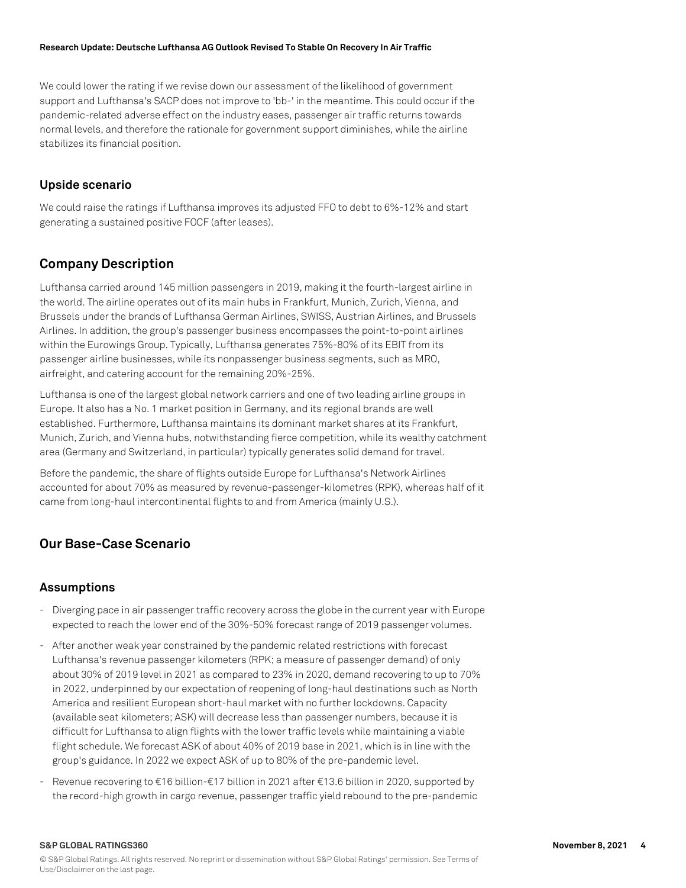We could lower the rating if we revise down our assessment of the likelihood of government support and Lufthansa's SACP does not improve to 'bb-' in the meantime. This could occur if the pandemic-related adverse effect on the industry eases, passenger air traffic returns towards normal levels, and therefore the rationale for government support diminishes, while the airline stabilizes its financial position.

### Upside scenario

We could raise the ratings if Lufthansa improves its adjusted FFO to debt to 6%-12% and start generating a sustained positive FOCF (after leases).

## Company Description

Lufthansa carried around 145 million passengers in 2019, making it the fourth-largest airline in the world. The airline operates out of its main hubs in Frankfurt, Munich, Zurich, Vienna, and Brussels under the brands of Lufthansa German Airlines, SWISS, Austrian Airlines, and Brussels Airlines. In addition, the group's passenger business encompasses the point-to-point airlines within the Eurowings Group. Typically, Lufthansa generates 75%-80% of its EBIT from its passenger airline businesses, while its nonpassenger business segments, such as MRO, airfreight, and catering account for the remaining 20%-25%.

Lufthansa is one of the largest global network carriers and one of two leading airline groups in Europe. It also has a No. 1 market position in Germany, and its regional brands are well established. Furthermore, Lufthansa maintains its dominant market shares at its Frankfurt, Munich, Zurich, and Vienna hubs, notwithstanding fierce competition, while its wealthy catchment area (Germany and Switzerland, in particular) typically generates solid demand for travel.

Before the pandemic, the share of flights outside Europe for Lufthansa's Network Airlines accounted for about 70% as measured by revenue-passenger-kilometres (RPK), whereas half of it came from long-haul intercontinental flights to and from America (mainly U.S.).

## Our Base-Case Scenario

### Assumptions

- Diverging pace in air passenger traffic recovery across the globe in the current year with Europe expected to reach the lower end of the 30%-50% forecast range of 2019 passenger volumes.
- After another weak year constrained by the pandemic related restrictions with forecast Lufthansa's revenue passenger kilometers (RPK; a measure of passenger demand) of only about 30% of 2019 level in 2021 as compared to 23% in 2020, demand recovering to up to 70% in 2022, underpinned by our expectation of reopening of long-haul destinations such as North America and resilient European short-haul market with no further lockdowns. Capacity (available seat kilometers; ASK) will decrease less than passenger numbers, because it is difficult for Lufthansa to align flights with the lower traffic levels while maintaining a viable flight schedule. We forecast ASK of about 40% of 2019 base in 2021, which is in line with the group's guidance. In 2022 we expect ASK of up to 80% of the pre-pandemic level.
- Revenue recovering to €16 billion-€17 billion in 2021 after €13.6 billion in 2020, supported by the record-high growth in cargo revenue, passenger traffic yield rebound to the pre-pandemic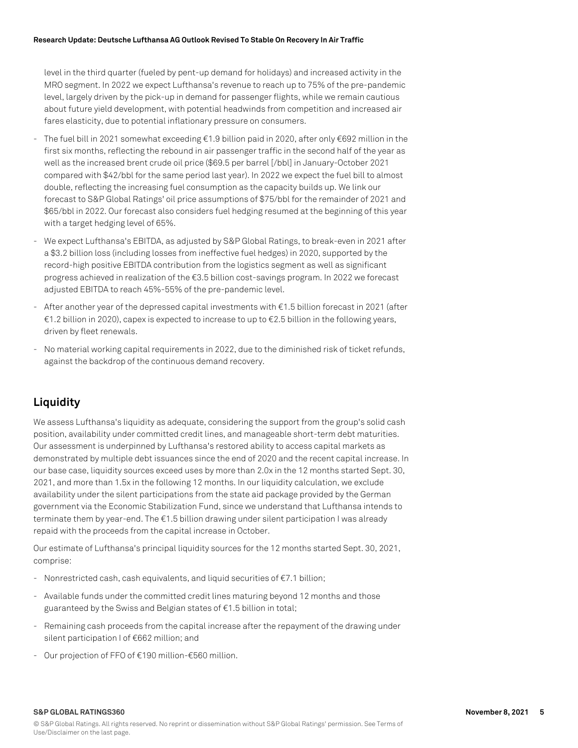level in the third quarter (fueled by pent-up demand for holidays) and increased activity in the MRO segment. In 2022 we expect Lufthansa's revenue to reach up to 75% of the pre-pandemic level, largely driven by the pick-up in demand for passenger flights, while we remain cautious about future yield development, with potential headwinds from competition and increased air fares elasticity, due to potential inflationary pressure on consumers.

- The fuel bill in 2021 somewhat exceeding €1.9 billion paid in 2020, after only €692 million in the first six months, reflecting the rebound in air passenger traffic in the second half of the year as well as the increased brent crude oil price ($69.5 per barrel [/bbl] in January-October 2021 compared with $42/bbl for the same period last year). In 2022 we expect the fuel bill to almost double, reflecting the increasing fuel consumption as the capacity builds up. We link our forecast to S&P Global Ratings' oil price assumptions of $75/bbl for the remainder of 2021 and $65/bbl in 2022. Our forecast also considers fuel hedging resumed at the beginning of this year with a target hedging level of 65%.
- We expect Lufthansa's EBITDA, as adjusted by S&P Global Ratings, to break-even in 2021 after a $3.2 billion loss (including losses from ineffective fuel hedges) in 2020, supported by the record-high positive EBITDA contribution from the logistics segment as well as significant progress achieved in realization of the €3.5 billion cost-savings program. In 2022 we forecast adjusted EBITDA to reach 45%-55% of the pre-pandemic level.
- After another year of the depressed capital investments with €1.5 billion forecast in 2021 (after €1.2 billion in 2020), capex is expected to increase to up to €2.5 billion in the following years, driven by fleet renewals.
- No material working capital requirements in 2022, due to the diminished risk of ticket refunds, against the backdrop of the continuous demand recovery.

## Liquidity

We assess Lufthansa's liquidity as adequate, considering the support from the group's solid cash position, availability under committed credit lines, and manageable short-term debt maturities. Our assessment is underpinned by Lufthansa's restored ability to access capital markets as demonstrated by multiple debt issuances since the end of 2020 and the recent capital increase. In our base case, liquidity sources exceed uses by more than 2.0x in the 12 months started Sept. 30, 2021, and more than 1.5x in the following 12 months. In our liquidity calculation, we exclude availability under the silent participations from the state aid package provided by the German government via the Economic Stabilization Fund, since we understand that Lufthansa intends to terminate them by year-end. The €1.5 billion drawing under silent participation I was already repaid with the proceeds from the capital increase in October.

Our estimate of Lufthansa's principal liquidity sources for the 12 months started Sept. 30, 2021, comprise:

- Nonrestricted cash, cash equivalents, and liquid securities of €7.1 billion;
- Available funds under the committed credit lines maturing beyond 12 months and those guaranteed by the Swiss and Belgian states of €1.5 billion in total;
- Remaining cash proceeds from the capital increase after the repayment of the drawing under silent participation I of €662 million; and
- Our projection of FFO of €190 million-€560 million.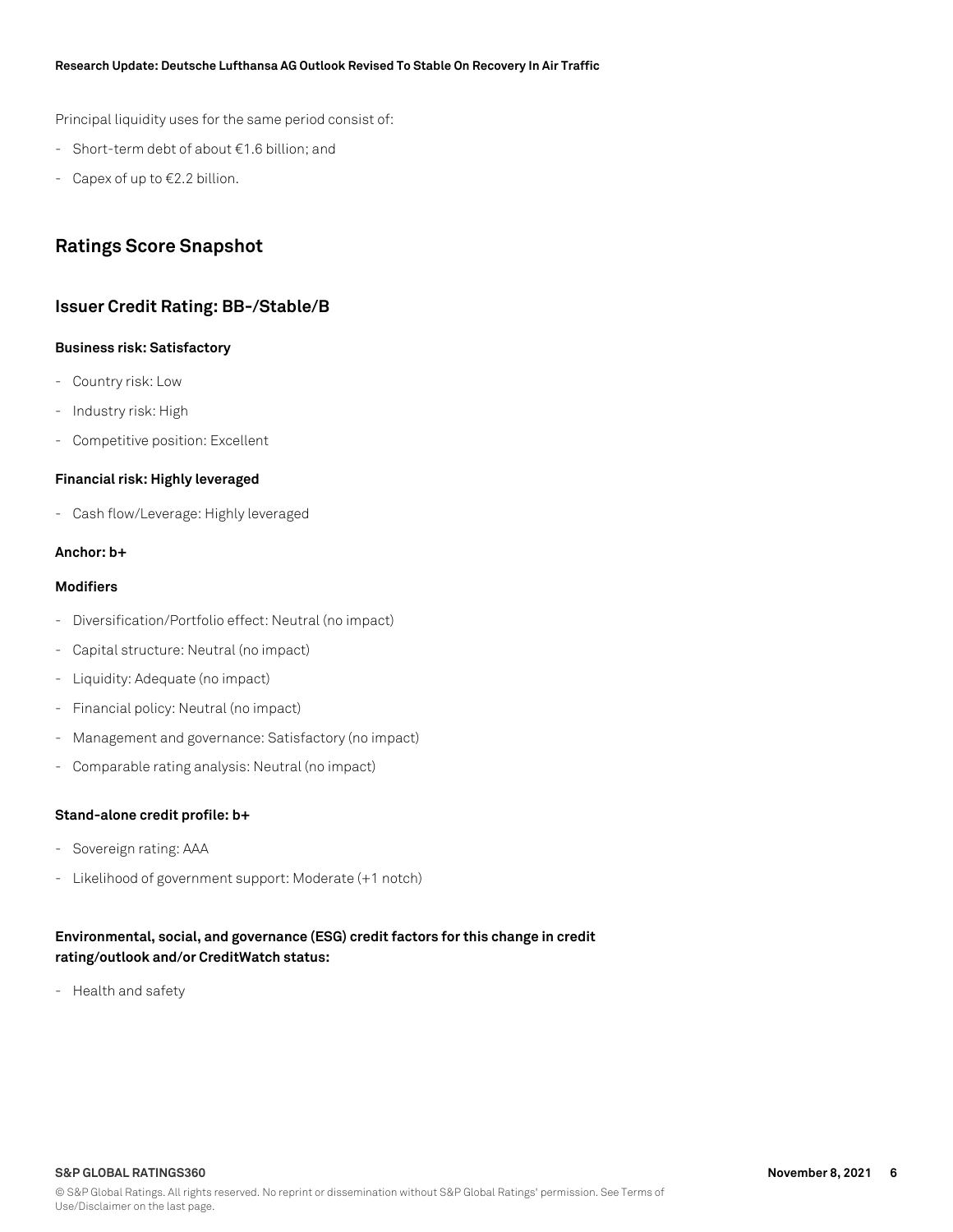Principal liquidity uses for the same period consist of:

- Short-term debt of about €1.6 billion; and
- Capex of up to €2.2 billion.

## Ratings Score Snapshot

## Issuer Credit Rating: BB-/Stable/B

**Business risk: Satisfactory**

- Country risk: Low
- Industry risk: High
- Competitive position: Excellent

**Financial risk: Highly leveraged**

- Cash flow/Leverage: Highly leveraged

**Anchor: b+**

**Modifiers**

- Diversification/Portfolio effect: Neutral (no impact)
- Capital structure: Neutral (no impact)
- Liquidity: Adequate (no impact)
- Financial policy: Neutral (no impact)
- Management and governance: Satisfactory (no impact)
- Comparable rating analysis: Neutral (no impact)

**Stand-alone credit profile: b+**

- Sovereign rating: AAA
- Likelihood of government support: Moderate (+1 notch)

**Environmental, social, and governance (ESG) credit factors for this change in credit rating/outlook and/or CreditWatch status:**

- Health and safety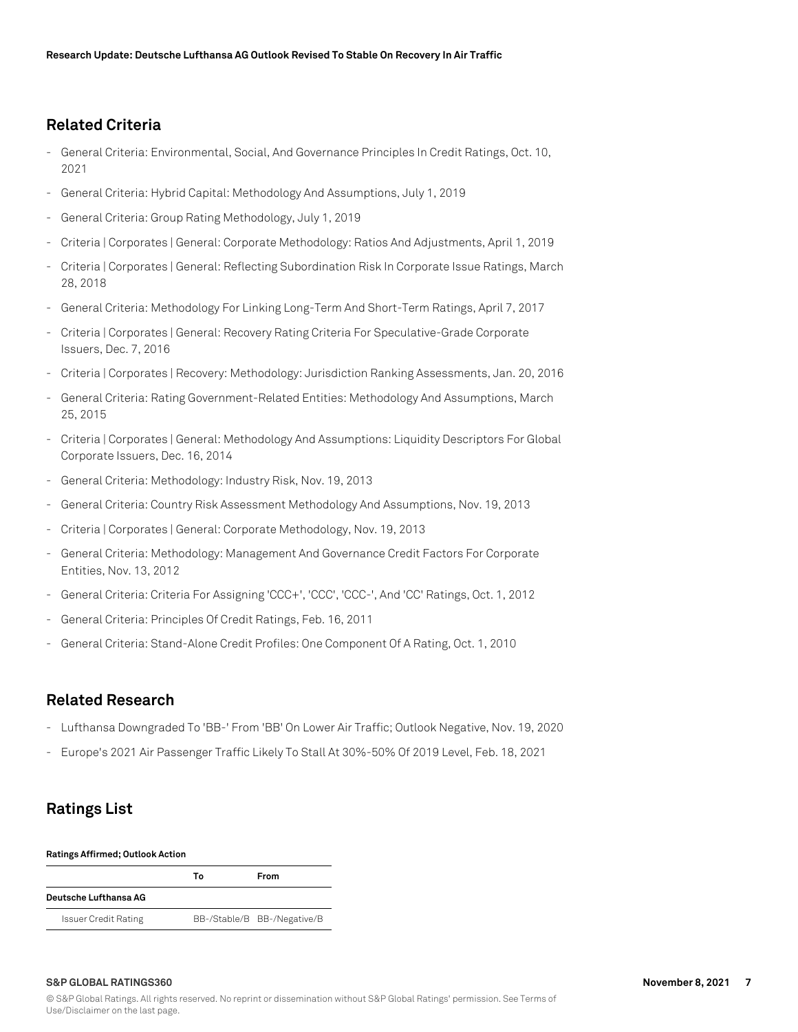## Related Criteria

- General Criteria: Environmental, Social, And Governance Principles In Credit Ratings, Oct. 10, 2021
- General Criteria: Hybrid Capital: Methodology And Assumptions, July 1, 2019
- General Criteria: Group Rating Methodology, July 1, 2019
- Criteria | Corporates | General: Corporate Methodology: Ratios And Adjustments, April 1, 2019
- Criteria | Corporates | General: Reflecting Subordination Risk In Corporate Issue Ratings, March 28, 2018
- General Criteria: Methodology For Linking Long-Term And Short-Term Ratings, April 7, 2017
- Criteria | Corporates | General: Recovery Rating Criteria For Speculative-Grade Corporate Issuers, Dec. 7, 2016
- Criteria | Corporates | Recovery: Methodology: Jurisdiction Ranking Assessments, Jan. 20, 2016
- General Criteria: Rating Government-Related Entities: Methodology And Assumptions, March 25, 2015
- Criteria | Corporates | General: Methodology And Assumptions: Liquidity Descriptors For Global Corporate Issuers, Dec. 16, 2014
- General Criteria: Methodology: Industry Risk, Nov. 19, 2013
- General Criteria: Country Risk Assessment Methodology And Assumptions, Nov. 19, 2013
- Criteria | Corporates | General: Corporate Methodology, Nov. 19, 2013
- General Criteria: Methodology: Management And Governance Credit Factors For Corporate Entities, Nov. 13, 2012
- General Criteria: Criteria For Assigning 'CCC+', 'CCC', 'CCC-', And 'CC' Ratings, Oct. 1, 2012
- General Criteria: Principles Of Credit Ratings, Feb. 16, 2011
- General Criteria: Stand-Alone Credit Profiles: One Component Of A Rating, Oct. 1, 2010

## Related Research

- Lufthansa Downgraded To 'BB-' From 'BB' On Lower Air Traffic; Outlook Negative, Nov. 19, 2020
- Europe's 2021 Air Passenger Traffic Likely To Stall At 30%-50% Of 2019 Level, Feb. 18, 2021

## Ratings List

**Ratings Affirmed; Outlook Action**

| | To | From |
|---|---|---|
| **Deutsche Lufthansa AG** | | |
| Issuer Credit Rating | BB-/Stable/B | BB-/Negative/B |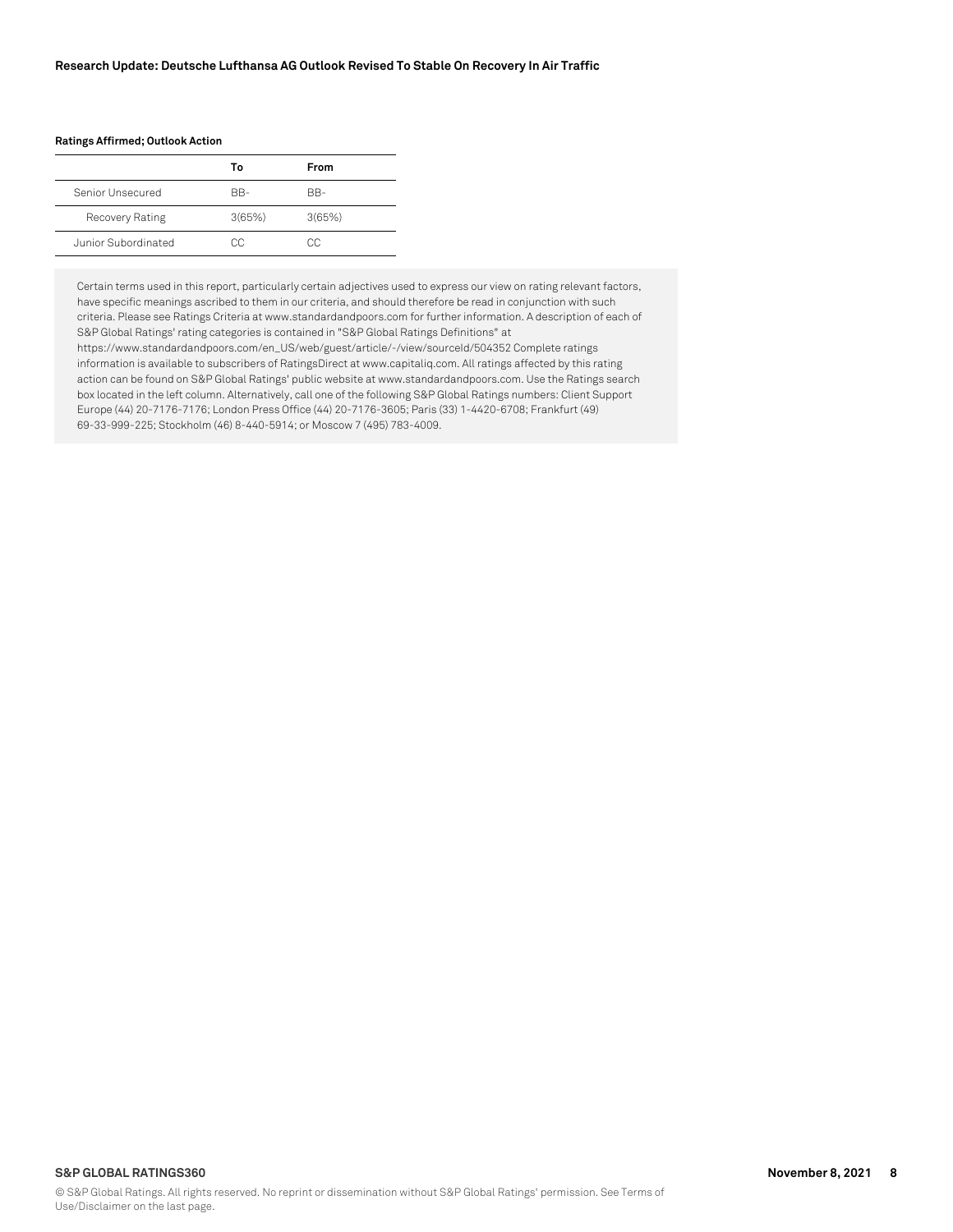**Ratings Affirmed; Outlook Action**

| | To | From |
|---|---|---|
| Senior Unsecured | BB- | BB- |
| Recovery Rating | 3(65%) | 3(65%) |
| Junior Subordinated | CC | CC |

Certain terms used in this report, particularly certain adjectives used to express our view on rating relevant factors, have specific meanings ascribed to them in our criteria, and should therefore be read in conjunction with such criteria. Please see Ratings Criteria at www.standardandpoors.com for further information. A description of each of S&P Global Ratings' rating categories is contained in "S&P Global Ratings Definitions" at https://www.standardandpoors.com/en_US/web/guest/article/-/view/sourceId/504352 Complete ratings information is available to subscribers of RatingsDirect at www.capitaliq.com. All ratings affected by this rating action can be found on S&P Global Ratings' public website at www.standardandpoors.com. Use the Ratings search box located in the left column. Alternatively, call one of the following S&P Global Ratings numbers: Client Support Europe (44) 20-7176-7176; London Press Office (44) 20-7176-3605; Paris (33) 1-4420-6708; Frankfurt (49) 69-33-999-225; Stockholm (46) 8-440-5914; or Moscow 7 (495) 783-4009.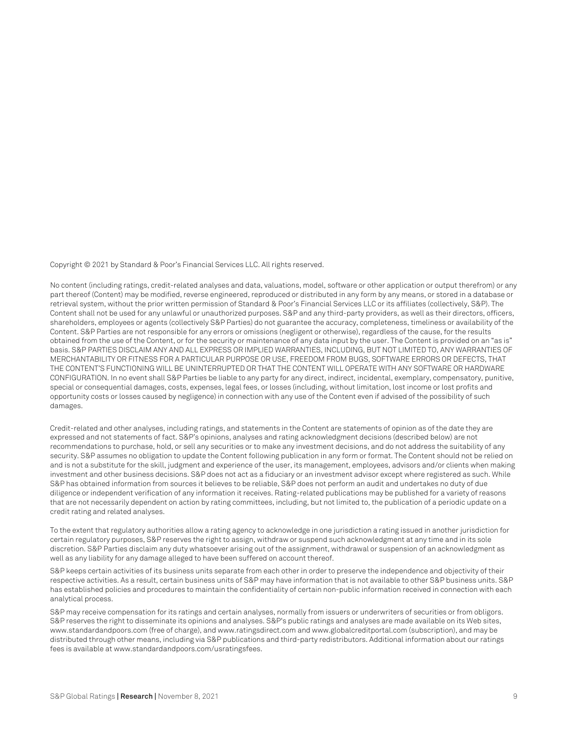Copyright © 2021 by Standard & Poor's Financial Services LLC. All rights reserved.

No content (including ratings, credit-related analyses and data, valuations, model, software or other application or output therefrom) or any part thereof (Content) may be modified, reverse engineered, reproduced or distributed in any form by any means, or stored in a database or retrieval system, without the prior written permission of Standard & Poor's Financial Services LLC or its affiliates (collectively, S&P). The Content shall not be used for any unlawful or unauthorized purposes. S&P and any third-party providers, as well as their directors, officers, shareholders, employees or agents (collectively S&P Parties) do not guarantee the accuracy, completeness, timeliness or availability of the Content. S&P Parties are not responsible for any errors or omissions (negligent or otherwise), regardless of the cause, for the results obtained from the use of the Content, or for the security or maintenance of any data input by the user. The Content is provided on an "as is" basis. S&P PARTIES DISCLAIM ANY AND ALL EXPRESS OR IMPLIED WARRANTIES, INCLUDING, BUT NOT LIMITED TO, ANY WARRANTIES OF MERCHANTABILITY OR FITNESS FOR A PARTICULAR PURPOSE OR USE, FREEDOM FROM BUGS, SOFTWARE ERRORS OR DEFECTS, THAT THE CONTENT'S FUNCTIONING WILL BE UNINTERRUPTED OR THAT THE CONTENT WILL OPERATE WITH ANY SOFTWARE OR HARDWARE CONFIGURATION. In no event shall S&P Parties be liable to any party for any direct, indirect, incidental, exemplary, compensatory, punitive, special or consequential damages, costs, expenses, legal fees, or losses (including, without limitation, lost income or lost profits and opportunity costs or losses caused by negligence) in connection with any use of the Content even if advised of the possibility of such damages.

Credit-related and other analyses, including ratings, and statements in the Content are statements of opinion as of the date they are expressed and not statements of fact. S&P's opinions, analyses and rating acknowledgment decisions (described below) are not recommendations to purchase, hold, or sell any securities or to make any investment decisions, and do not address the suitability of any security. S&P assumes no obligation to update the Content following publication in any form or format. The Content should not be relied on and is not a substitute for the skill, judgment and experience of the user, its management, employees, advisors and/or clients when making investment and other business decisions. S&P does not act as a fiduciary or an investment advisor except where registered as such. While S&P has obtained information from sources it believes to be reliable, S&P does not perform an audit and undertakes no duty of due diligence or independent verification of any information it receives. Rating-related publications may be published for a variety of reasons that are not necessarily dependent on action by rating committees, including, but not limited to, the publication of a periodic update on a credit rating and related analyses.

To the extent that regulatory authorities allow a rating agency to acknowledge in one jurisdiction a rating issued in another jurisdiction for certain regulatory purposes, S&P reserves the right to assign, withdraw or suspend such acknowledgment at any time and in its sole discretion. S&P Parties disclaim any duty whatsoever arising out of the assignment, withdrawal or suspension of an acknowledgment as well as any liability for any damage alleged to have been suffered on account thereof.

S&P keeps certain activities of its business units separate from each other in order to preserve the independence and objectivity of their respective activities. As a result, certain business units of S&P may have information that is not available to other S&P business units. S&P has established policies and procedures to maintain the confidentiality of certain non-public information received in connection with each analytical process.

S&P may receive compensation for its ratings and certain analyses, normally from issuers or underwriters of securities or from obligors. S&P reserves the right to disseminate its opinions and analyses. S&P's public ratings and analyses are made available on its Web sites, www.standardandpoors.com (free of charge), and www.ratingsdirect.com and www.globalcreditportal.com (subscription), and may be distributed through other means, including via S&P publications and third-party redistributors. Additional information about our ratings fees is available at www.standardandpoors.com/usratingsfees.